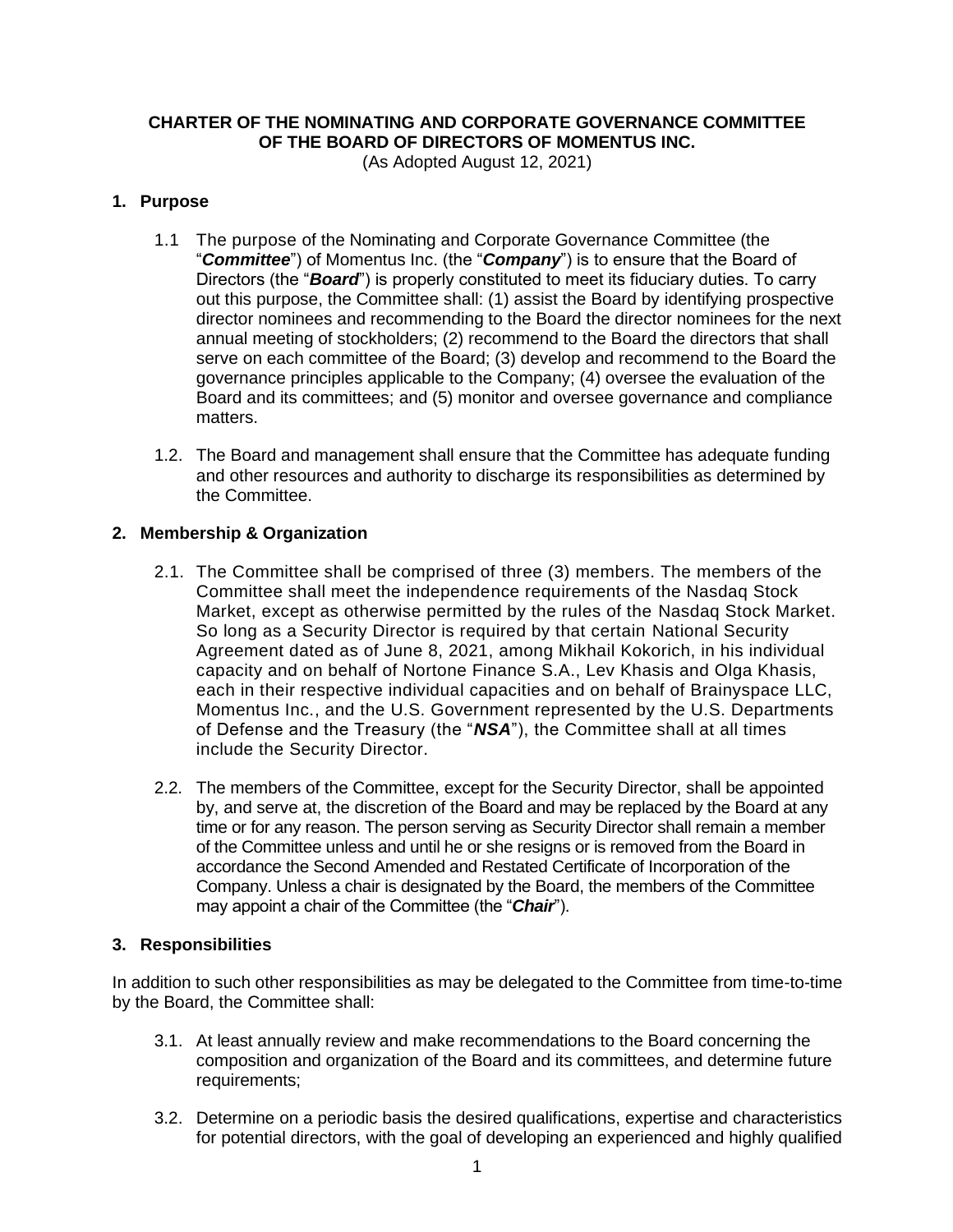**CHARTER OF THE NOMINATING AND CORPORATE GOVERNANCE COMMITTEE OF THE BOARD OF DIRECTORS OF MOMENTUS INC.**

(As Adopted August 12, 2021)

## 1. Purpose

1.1 The purpose of the Nominating and Corporate Governance Committee (the "***Committee***") of Momentus Inc. (the "***Company***") is to ensure that the Board of Directors (the "***Board***") is properly constituted to meet its fiduciary duties. To carry out this purpose, the Committee shall: (1) assist the Board by identifying prospective director nominees and recommending to the Board the director nominees for the next annual meeting of stockholders; (2) recommend to the Board the directors that shall serve on each committee of the Board; (3) develop and recommend to the Board the governance principles applicable to the Company; (4) oversee the evaluation of the Board and its committees; and (5) monitor and oversee governance and compliance matters.

1.2. The Board and management shall ensure that the Committee has adequate funding and other resources and authority to discharge its responsibilities as determined by the Committee.

## 2. Membership & Organization

2.1. The Committee shall be comprised of three (3) members. The members of the Committee shall meet the independence requirements of the Nasdaq Stock Market, except as otherwise permitted by the rules of the Nasdaq Stock Market. So long as a Security Director is required by that certain National Security Agreement dated as of June 8, 2021, among Mikhail Kokorich, in his individual capacity and on behalf of Nortone Finance S.A., Lev Khasis and Olga Khasis, each in their respective individual capacities and on behalf of Brainyspace LLC, Momentus Inc., and the U.S. Government represented by the U.S. Departments of Defense and the Treasury (the "***NSA***"), the Committee shall at all times include the Security Director.

2.2. The members of the Committee, except for the Security Director, shall be appointed by, and serve at, the discretion of the Board and may be replaced by the Board at any time or for any reason. The person serving as Security Director shall remain a member of the Committee unless and until he or she resigns or is removed from the Board in accordance the Second Amended and Restated Certificate of Incorporation of the Company. Unless a chair is designated by the Board, the members of the Committee may appoint a chair of the Committee (the "***Chair***").

## 3. Responsibilities

In addition to such other responsibilities as may be delegated to the Committee from time-to-time by the Board, the Committee shall:

3.1. At least annually review and make recommendations to the Board concerning the composition and organization of the Board and its committees, and determine future requirements;

3.2. Determine on a periodic basis the desired qualifications, expertise and characteristics for potential directors, with the goal of developing an experienced and highly qualified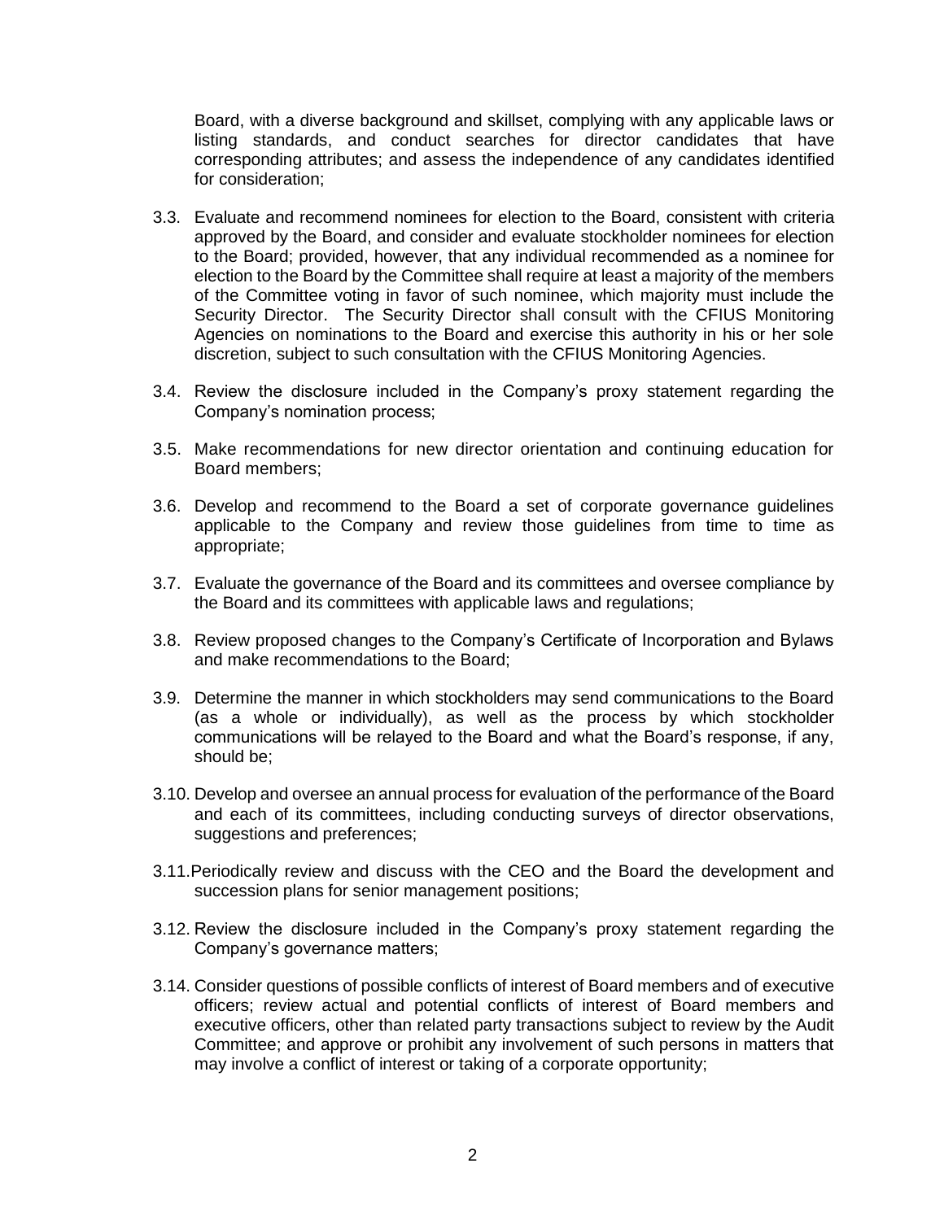Board, with a diverse background and skillset, complying with any applicable laws or listing standards, and conduct searches for director candidates that have corresponding attributes; and assess the independence of any candidates identified for consideration;

3.3. Evaluate and recommend nominees for election to the Board, consistent with criteria approved by the Board, and consider and evaluate stockholder nominees for election to the Board; provided, however, that any individual recommended as a nominee for election to the Board by the Committee shall require at least a majority of the members of the Committee voting in favor of such nominee, which majority must include the Security Director. The Security Director shall consult with the CFIUS Monitoring Agencies on nominations to the Board and exercise this authority in his or her sole discretion, subject to such consultation with the CFIUS Monitoring Agencies.

3.4. Review the disclosure included in the Company's proxy statement regarding the Company's nomination process;

3.5. Make recommendations for new director orientation and continuing education for Board members;

3.6. Develop and recommend to the Board a set of corporate governance guidelines applicable to the Company and review those guidelines from time to time as appropriate;

3.7. Evaluate the governance of the Board and its committees and oversee compliance by the Board and its committees with applicable laws and regulations;

3.8. Review proposed changes to the Company's Certificate of Incorporation and Bylaws and make recommendations to the Board;

3.9. Determine the manner in which stockholders may send communications to the Board (as a whole or individually), as well as the process by which stockholder communications will be relayed to the Board and what the Board's response, if any, should be;

3.10. Develop and oversee an annual process for evaluation of the performance of the Board and each of its committees, including conducting surveys of director observations, suggestions and preferences;

3.11. Periodically review and discuss with the CEO and the Board the development and succession plans for senior management positions;

3.12. Review the disclosure included in the Company's proxy statement regarding the Company's governance matters;

3.14. Consider questions of possible conflicts of interest of Board members and of executive officers; review actual and potential conflicts of interest of Board members and executive officers, other than related party transactions subject to review by the Audit Committee; and approve or prohibit any involvement of such persons in matters that may involve a conflict of interest or taking of a corporate opportunity;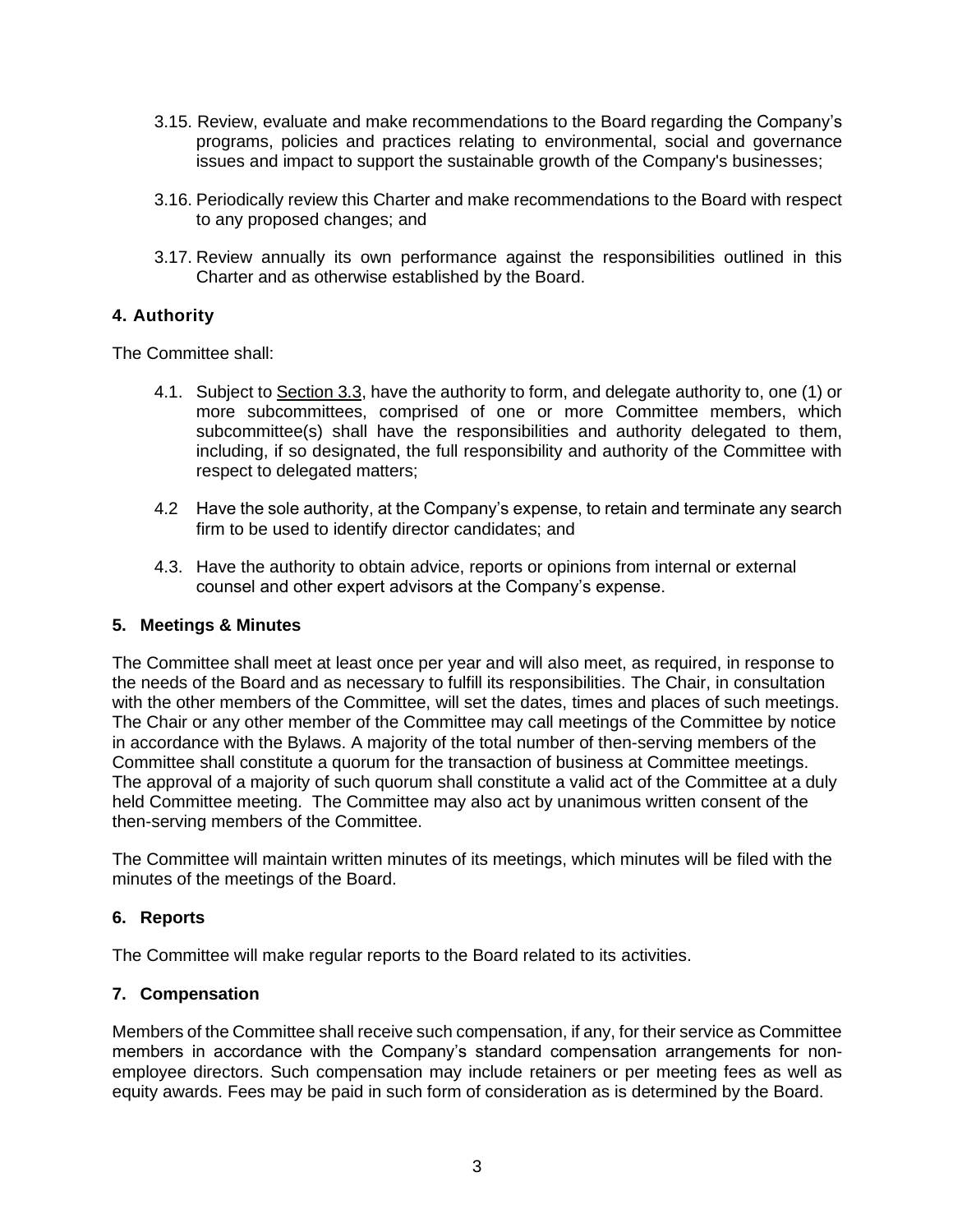3.15. Review, evaluate and make recommendations to the Board regarding the Company's programs, policies and practices relating to environmental, social and governance issues and impact to support the sustainable growth of the Company's businesses;

3.16. Periodically review this Charter and make recommendations to the Board with respect to any proposed changes; and

3.17. Review annually its own performance against the responsibilities outlined in this Charter and as otherwise established by the Board.

## 4. Authority

The Committee shall:

4.1. Subject to Section 3.3, have the authority to form, and delegate authority to, one (1) or more subcommittees, comprised of one or more Committee members, which subcommittee(s) shall have the responsibilities and authority delegated to them, including, if so designated, the full responsibility and authority of the Committee with respect to delegated matters;

4.2 Have the sole authority, at the Company's expense, to retain and terminate any search firm to be used to identify director candidates; and

4.3. Have the authority to obtain advice, reports or opinions from internal or external counsel and other expert advisors at the Company's expense.

## 5. Meetings & Minutes

The Committee shall meet at least once per year and will also meet, as required, in response to the needs of the Board and as necessary to fulfill its responsibilities. The Chair, in consultation with the other members of the Committee, will set the dates, times and places of such meetings. The Chair or any other member of the Committee may call meetings of the Committee by notice in accordance with the Bylaws. A majority of the total number of then-serving members of the Committee shall constitute a quorum for the transaction of business at Committee meetings. The approval of a majority of such quorum shall constitute a valid act of the Committee at a duly held Committee meeting. The Committee may also act by unanimous written consent of the then-serving members of the Committee.

The Committee will maintain written minutes of its meetings, which minutes will be filed with the minutes of the meetings of the Board.

## 6. Reports

The Committee will make regular reports to the Board related to its activities.

## 7. Compensation

Members of the Committee shall receive such compensation, if any, for their service as Committee members in accordance with the Company's standard compensation arrangements for non-employee directors. Such compensation may include retainers or per meeting fees as well as equity awards. Fees may be paid in such form of consideration as is determined by the Board.